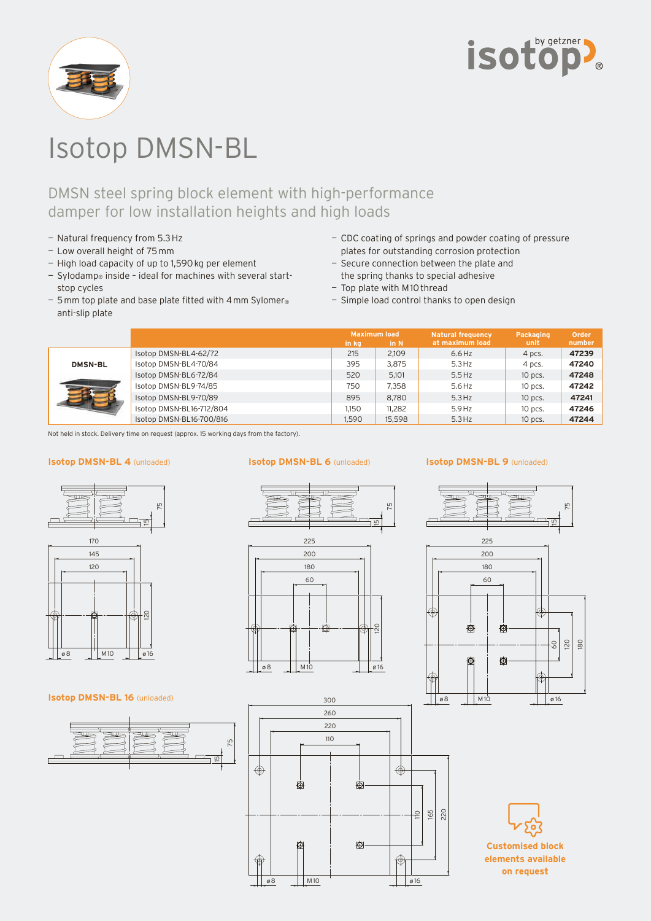# Isotop DMSN-BL

## DMSN steel spring block element with high-performance damper for low installation heights and high loads

- Natural frequency from 5.3 Hz
- Low overall height of 75 mm
- High load capacity of up to 1,590 kg per element
- Sylodamp® inside – ideal for machines with several start-stop cycles
- 5 mm top plate and base plate fitted with 4 mm Sylomer® anti-slip plate
- CDC coating of springs and powder coating of pressure plates for outstanding corrosion protection
- Secure connection between the plate and the spring thanks to special adhesive
- Top plate with M10 thread
- Simple load control thanks to open design

| | | Maximum load in kg | Maximum load in N | Natural frequency at maximum load | Packaging unit | Order number |
|---|---|---|---|---|---|---|
| DMSN-BL | Isotop DMSN-BL4-62/72 | 215 | 2,109 | 6.6 Hz | 4 pcs. | **47239** |
| | Isotop DMSN-BL4-70/84 | 395 | 3,875 | 5.3 Hz | 4 pcs. | **47240** |
| | Isotop DMSN-BL6-72/84 | 520 | 5,101 | 5.5 Hz | 10 pcs. | **47248** |
| | Isotop DMSN-BL9-74/85 | 750 | 7,358 | 5.6 Hz | 10 pcs. | **47242** |
| | Isotop DMSN-BL9-70/89 | 895 | 8,780 | 5.3 Hz | 10 pcs. | **47241** |
| | Isotop DMSN-BL16-712/804 | 1,150 | 11,282 | 5.9 Hz | 10 pcs. | **47246** |
| | Isotop DMSN-BL16-700/816 | 1,590 | 15,598 | 5.3 Hz | 10 pcs. | **47244** |

Not held in stock. Delivery time on request (approx. 15 working days from the factory).

**Isotop DMSN-BL 4** (unloaded)

**Isotop DMSN-BL 6** (unloaded)

**Isotop DMSN-BL 9** (unloaded)

**Isotop DMSN-BL 16** (unloaded)

**Customised block elements available on request**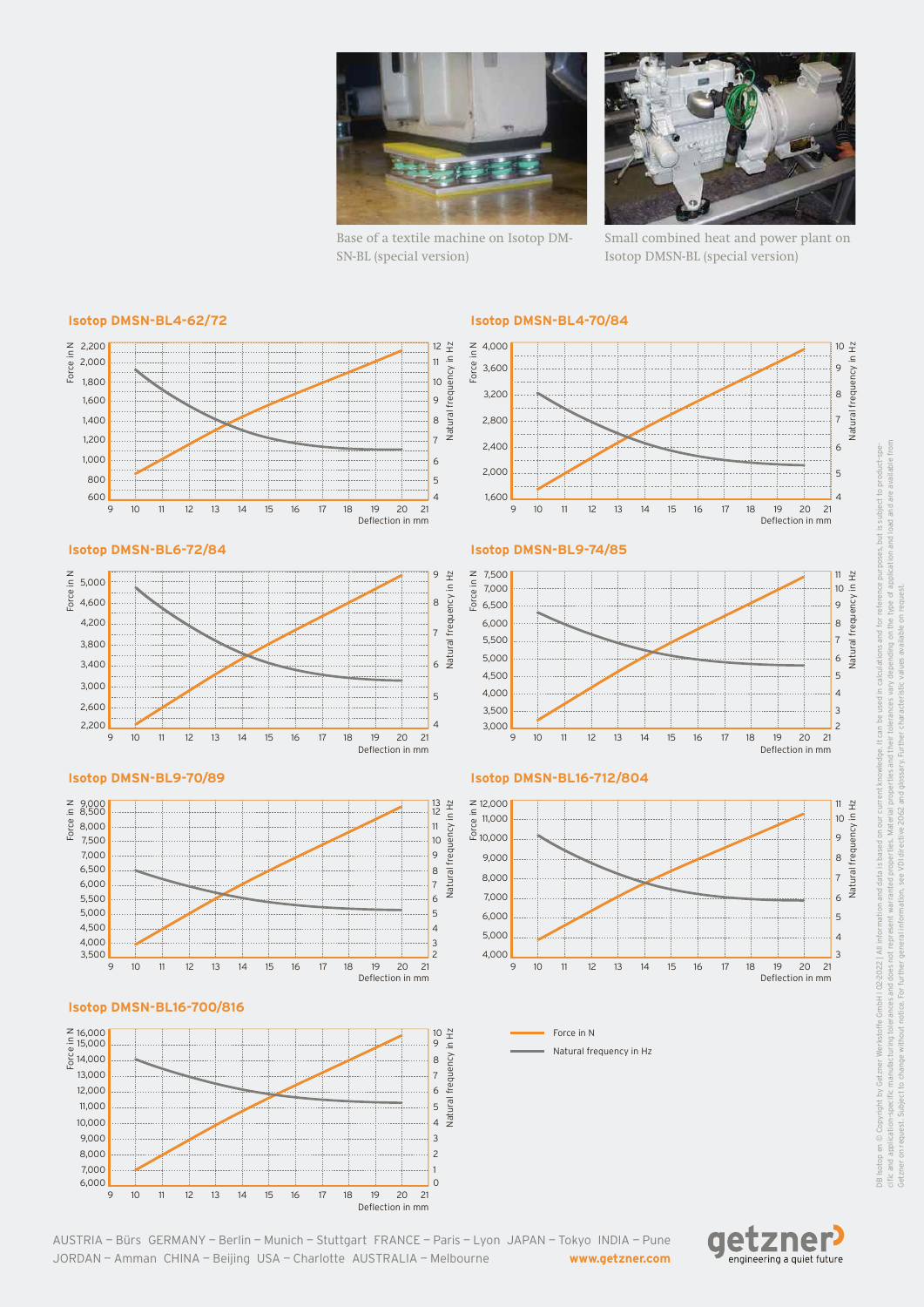Base of a textile machine on Isotop DM-SN-BL (special version)

Small combined heat and power plant on Isotop DMSN-BL (special version)

### Isotop DMSN-BL4-62/72

Force in N: 600, 800, 1,000, 1,200, 1,400, 1,600, 1,800, 2,000, 2,200

Natural frequency in Hz: 4, 5, 6, 7, 8, 9, 10, 11, 12

Deflection in mm: 9, 10, 11, 12, 13, 14, 15, 16, 17, 18, 19, 20, 21

### Isotop DMSN-BL4-70/84

Force in N: 1,600, 2,000, 2,400, 2,800, 3,200, 3,600, 4,000

Natural frequency in Hz: 4, 5, 6, 7, 8, 9, 10

Deflection in mm: 9, 10, 11, 12, 13, 14, 15, 16, 17, 18, 19, 20, 21

### Isotop DMSN-BL6-72/84

Force in N: 2,200, 2,600, 3,000, 3,400, 3,800, 4,200, 4,600, 5,000

Natural frequency in Hz: 4, 5, 6, 7, 8, 9

Deflection in mm: 9, 10, 11, 12, 13, 14, 15, 16, 17, 18, 19, 20, 21

### Isotop DMSN-BL9-74/85

Force in N: 3,000, 3,500, 4,000, 4,500, 5,000, 5,500, 6,000, 6,500, 7,000, 7,500

Natural frequency in Hz: 2, 3, 4, 5, 6, 7, 8, 9, 10, 11

Deflection in mm: 9, 10, 11, 12, 13, 14, 15, 16, 17, 18, 19, 20, 21

### Isotop DMSN-BL9-70/89

Force in N: 3,500, 4,000, 4,500, 5,000, 5,500, 6,000, 6,500, 7,000, 7,500, 8,000, 8,500, 9,000

Natural frequency in Hz: 2, 3, 4, 5, 6, 7, 8, 9, 10, 11, 12, 13

Deflection in mm: 9, 10, 11, 12, 13, 14, 15, 16, 17, 18, 19, 20, 21

### Isotop DMSN-BL16-712/804

Force in N: 4,000, 5,000, 6,000, 7,000, 8,000, 9,000, 10,000, 11,000, 12,000

Natural frequency in Hz: 3, 4, 5, 6, 7, 8, 9, 10, 11

Deflection in mm: 9, 10, 11, 12, 13, 14, 15, 16, 17, 18, 19, 20, 21

### Isotop DMSN-BL16-700/816

Force in N: 6,000, 7,000, 8,000, 9,000, 10,000, 11,000, 12,000, 13,000, 14,000, 15,000, 16,000

Natural frequency in Hz: 0, 1, 2, 3, 4, 5, 6, 7, 8, 9, 10

Deflection in mm: 9, 10, 11, 12, 13, 14, 15, 16, 17, 18, 19, 20, 21

Force in N

Natural frequency in Hz

DB Isotop en © Copyright by Getzner Werkstoffe GmbH (02.2022) | All information and data is based on our current knowledge. It can be used in calculations and for reference purposes, but is subject to product-specific and application-specific manufacturing tolerances and does not represent warranted properties. Material properties and their tolerances vary depending on the type of application and are available from Getzner on request. Subject to change without notice. For further general information, see VDI Directive 2062 and glossary. Further characteristic values available on request.

AUSTRIA – Bürs GERMANY – Berlin – Munich – Stuttgart FRANCE – Paris – Lyon JAPAN – Tokyo INDIA – Pune JORDAN – Amman CHINA – Beijing USA – Charlotte AUSTRALIA – Melbourne **www.getzner.com**

getzner engineering a quiet future